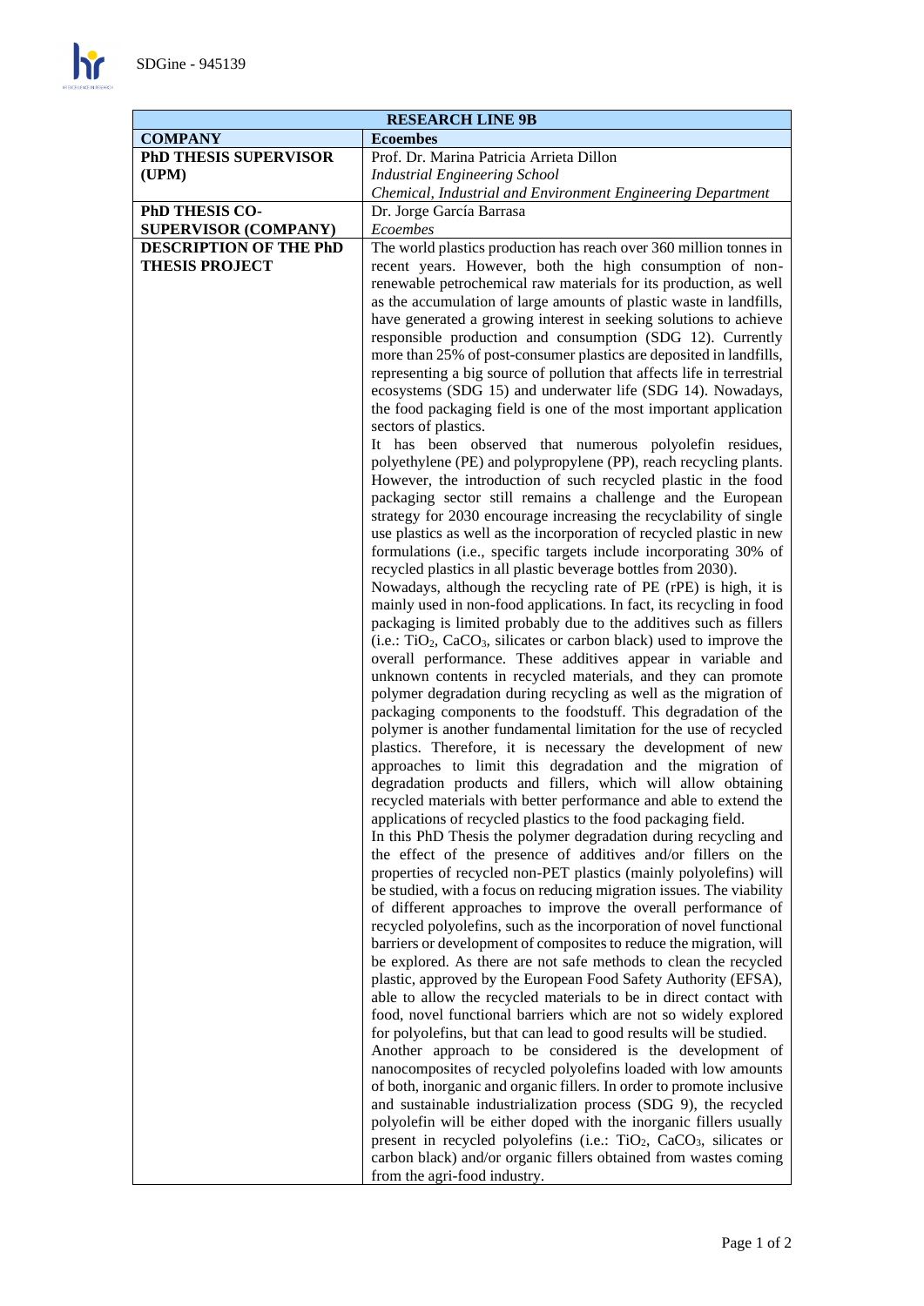| RESEARCH LINE 9B | |
|---|---|
| **COMPANY** | **Ecoembes** |
| **PhD THESIS SUPERVISOR (UPM)** | Prof. Dr. Marina Patricia Arrieta Dillon<br>*Industrial Engineering School*<br>*Chemical, Industrial and Environment Engineering Department* |
| **PhD THESIS CO-SUPERVISOR (COMPANY)** | Dr. Jorge García Barrasa<br>*Ecoembes* |
| **DESCRIPTION OF THE PhD THESIS PROJECT** | The world plastics production has reach over 360 million tonnes in recent years. However, both the high consumption of non-renewable petrochemical raw materials for its production, as well as the accumulation of large amounts of plastic waste in landfills, have generated a growing interest in seeking solutions to achieve responsible production and consumption (SDG 12). Currently more than 25% of post-consumer plastics are deposited in landfills, representing a big source of pollution that affects life in terrestrial ecosystems (SDG 15) and underwater life (SDG 14). Nowadays, the food packaging field is one of the most important application sectors of plastics.<br>It has been observed that numerous polyolefin residues, polyethylene (PE) and polypropylene (PP), reach recycling plants. However, the introduction of such recycled plastic in the food packaging sector still remains a challenge and the European strategy for 2030 encourage increasing the recyclability of single use plastics as well as the incorporation of recycled plastic in new formulations (i.e., specific targets include incorporating 30% of recycled plastics in all plastic beverage bottles from 2030).<br>Nowadays, although the recycling rate of PE (rPE) is high, it is mainly used in non-food applications. In fact, its recycling in food packaging is limited probably due to the additives such as fillers (i.e.: $TiO_2$, $CaCO_3$, silicates or carbon black) used to improve the overall performance. These additives appear in variable and unknown contents in recycled materials, and they can promote polymer degradation during recycling as well as the migration of packaging components to the foodstuff. This degradation of the polymer is another fundamental limitation for the use of recycled plastics. Therefore, it is necessary the development of new approaches to limit this degradation and the migration of degradation products and fillers, which will allow obtaining recycled materials with better performance and able to extend the applications of recycled plastics to the food packaging field.<br>In this PhD Thesis the polymer degradation during recycling and the effect of the presence of additives and/or fillers on the properties of recycled non-PET plastics (mainly polyolefins) will be studied, with a focus on reducing migration issues. The viability of different approaches to improve the overall performance of recycled polyolefins, such as the incorporation of novel functional barriers or development of composites to reduce the migration, will be explored. As there are not safe methods to clean the recycled plastic, approved by the European Food Safety Authority (EFSA), able to allow the recycled materials to be in direct contact with food, novel functional barriers which are not so widely explored for polyolefins, but that can lead to good results will be studied.<br>Another approach to be considered is the development of nanocomposites of recycled polyolefins loaded with low amounts of both, inorganic and organic fillers. In order to promote inclusive and sustainable industrialization process (SDG 9), the recycled polyolefin will be either doped with the inorganic fillers usually present in recycled polyolefins (i.e.: $TiO_2$, $CaCO_3$, silicates or carbon black) and/or organic fillers obtained from wastes coming from the agri-food industry. |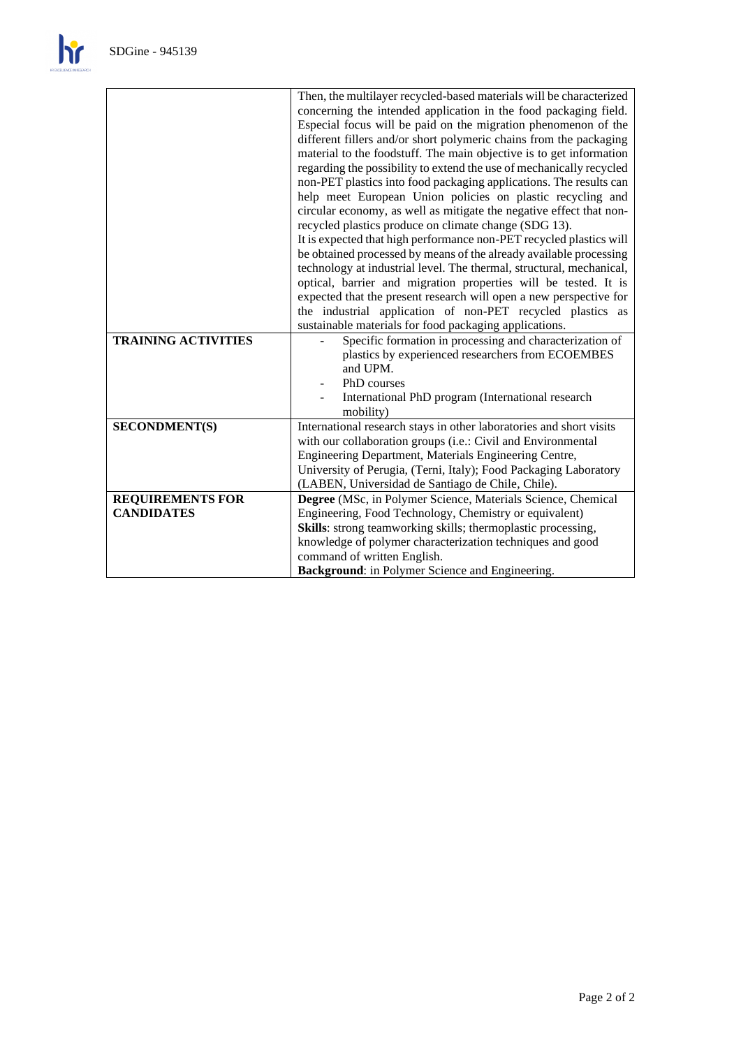| | |
|---|---|
| | Then, the multilayer recycled-based materials will be characterized concerning the intended application in the food packaging field. Especial focus will be paid on the migration phenomenon of the different fillers and/or short polymeric chains from the packaging material to the foodstuff. The main objective is to get information regarding the possibility to extend the use of mechanically recycled non-PET plastics into food packaging applications. The results can help meet European Union policies on plastic recycling and circular economy, as well as mitigate the negative effect that non-recycled plastics produce on climate change (SDG 13).<br>It is expected that high performance non-PET recycled plastics will be obtained processed by means of the already available processing technology at industrial level. The thermal, structural, mechanical, optical, barrier and migration properties will be tested. It is expected that the present research will open a new perspective for the industrial application of non-PET recycled plastics as sustainable materials for food packaging applications. |
| **TRAINING ACTIVITIES** | - Specific formation in processing and characterization of plastics by experienced researchers from ECOEMBES and UPM.<br>- PhD courses<br>- International PhD program (International research mobility) |
| **SECONDMENT(S)** | International research stays in other laboratories and short visits with our collaboration groups (i.e.: Civil and Environmental Engineering Department, Materials Engineering Centre, University of Perugia, (Terni, Italy); Food Packaging Laboratory (LABEN, Universidad de Santiago de Chile, Chile). |
| **REQUIREMENTS FOR CANDIDATES** | **Degree** (MSc, in Polymer Science, Materials Science, Chemical Engineering, Food Technology, Chemistry or equivalent)<br>**Skills**: strong teamworking skills; thermoplastic processing, knowledge of polymer characterization techniques and good command of written English.<br>**Background**: in Polymer Science and Engineering. |